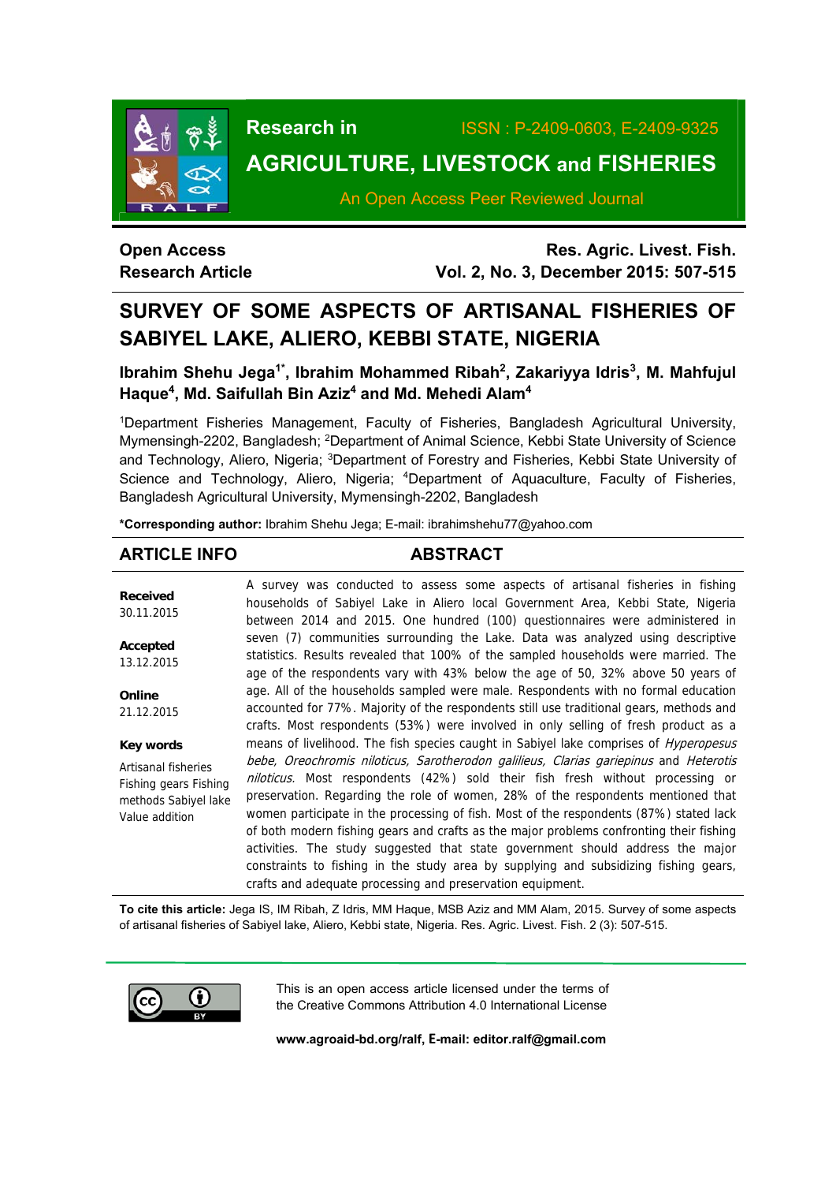# SURVEY OF SOME ASPECTS OF ARTISANAL FISHERIES OF SABIYEL LAKE, ALIERO, KEBBI STATE, NIGERIA

**Ibrahim Shehu Jega[1*], Ibrahim Mohammed Ribah[2], Zakariyya Idris[3], M. Mahfujul Haque[4], Md. Saifullah Bin Aziz[4] and Md. Mehedi Alam[4]**

[1]Department Fisheries Management, Faculty of Fisheries, Bangladesh Agricultural University, Mymensingh-2202, Bangladesh; [2]Department of Animal Science, Kebbi State University of Science and Technology, Aliero, Nigeria; [3]Department of Forestry and Fisheries, Kebbi State University of Science and Technology, Aliero, Nigeria; [4]Department of Aquaculture, Faculty of Fisheries, Bangladesh Agricultural University, Mymensingh-2202, Bangladesh

**\*Corresponding author:** Ibrahim Shehu Jega; E-mail: ibrahimshehu77@yahoo.com

## ARTICLE INFO

**Received**
30.11.2015

**Accepted**
13.12.2015

**Online**
21.12.2015

**Key words**
Artisanal fisheries
Fishing gears Fishing methods Sabiyel lake
Value addition

## ABSTRACT

A survey was conducted to assess some aspects of artisanal fisheries in fishing households of Sabiyel Lake in Aliero local Government Area, Kebbi State, Nigeria between 2014 and 2015. One hundred (100) questionnaires were administered in seven (7) communities surrounding the Lake. Data was analyzed using descriptive statistics. Results revealed that 100% of the sampled households were married. The age of the respondents vary with 43% below the age of 50, 32% above 50 years of age. All of the households sampled were male. Respondents with no formal education accounted for 77%. Majority of the respondents still use traditional gears, methods and crafts. Most respondents (53%) were involved in only selling of fresh product as a means of livelihood. The fish species caught in Sabiyel lake comprises of *Hyperopesus bebe, Oreochromis niloticus, Sarotherodon gallilieus, Clarias gariepinus* and *Heterotis niloticus.* Most respondents (42%) sold their fish fresh without processing or preservation. Regarding the role of women, 28% of the respondents mentioned that women participate in the processing of fish. Most of the respondents (87%) stated lack of both modern fishing gears and crafts as the major problems confronting their fishing activities. The study suggested that state government should address the major constraints to fishing in the study area by supplying and subsidizing fishing gears, crafts and adequate processing and preservation equipment.

**To cite this article:** Jega IS, IM Ribah, Z Idris, MM Haque, MSB Aziz and MM Alam, 2015. Survey of some aspects of artisanal fisheries of Sabiyel lake, Aliero, Kebbi state, Nigeria. Res. Agric. Livest. Fish. 2 (3): 507-515.

This is an open access article licensed under the terms of the Creative Commons Attribution 4.0 International License

**www.agroaid-bd.org/ralf, E-mail: editor.ralf@gmail.com**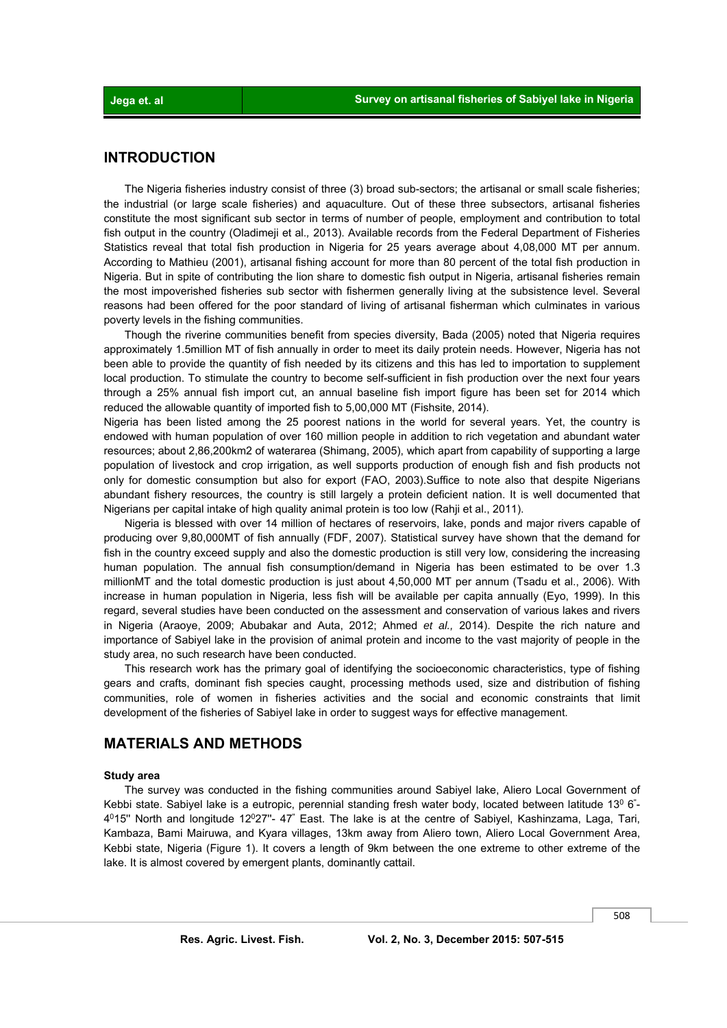## INTRODUCTION

The Nigeria fisheries industry consist of three (3) broad sub-sectors; the artisanal or small scale fisheries; the industrial (or large scale fisheries) and aquaculture. Out of these three subsectors, artisanal fisheries constitute the most significant sub sector in terms of number of people, employment and contribution to total fish output in the country (Oladimeji et al.*,* 2013). Available records from the Federal Department of Fisheries Statistics reveal that total fish production in Nigeria for 25 years average about 4,08,000 MT per annum. According to Mathieu (2001), artisanal fishing account for more than 80 percent of the total fish production in Nigeria. But in spite of contributing the lion share to domestic fish output in Nigeria, artisanal fisheries remain the most impoverished fisheries sub sector with fishermen generally living at the subsistence level. Several reasons had been offered for the poor standard of living of artisanal fisherman which culminates in various poverty levels in the fishing communities.

Though the riverine communities benefit from species diversity, Bada (2005) noted that Nigeria requires approximately 1.5million MT of fish annually in order to meet its daily protein needs. However, Nigeria has not been able to provide the quantity of fish needed by its citizens and this has led to importation to supplement local production. To stimulate the country to become self-sufficient in fish production over the next four years through a 25% annual fish import cut, an annual baseline fish import figure has been set for 2014 which reduced the allowable quantity of imported fish to 5,00,000 MT (Fishsite, 2014).

Nigeria has been listed among the 25 poorest nations in the world for several years. Yet, the country is endowed with human population of over 160 million people in addition to rich vegetation and abundant water resources; about 2,86,200km2 of waterarea (Shimang, 2005), which apart from capability of supporting a large population of livestock and crop irrigation, as well supports production of enough fish and fish products not only for domestic consumption but also for export (FAO, 2003).Suffice to note also that despite Nigerians abundant fishery resources, the country is still largely a protein deficient nation. It is well documented that Nigerians per capital intake of high quality animal protein is too low (Rahji et al., 2011).

Nigeria is blessed with over 14 million of hectares of reservoirs, lake, ponds and major rivers capable of producing over 9,80,000MT of fish annually (FDF, 2007). Statistical survey have shown that the demand for fish in the country exceed supply and also the domestic production is still very low, considering the increasing human population. The annual fish consumption/demand in Nigeria has been estimated to be over 1.3 millionMT and the total domestic production is just about 4,50,000 MT per annum (Tsadu et al., 2006). With increase in human population in Nigeria, less fish will be available per capita annually (Eyo, 1999). In this regard, several studies have been conducted on the assessment and conservation of various lakes and rivers in Nigeria (Araoye, 2009; Abubakar and Auta, 2012; Ahmed *et al.,* 2014). Despite the rich nature and importance of Sabiyel lake in the provision of animal protein and income to the vast majority of people in the study area, no such research have been conducted.

This research work has the primary goal of identifying the socioeconomic characteristics, type of fishing gears and crafts, dominant fish species caught, processing methods used, size and distribution of fishing communities, role of women in fisheries activities and the social and economic constraints that limit development of the fisheries of Sabiyel lake in order to suggest ways for effective management.

## MATERIALS AND METHODS

### Study area

The survey was conducted in the fishing communities around Sabiyel lake, Aliero Local Government of Kebbi state. Sabiyel lake is a eutropic, perennial standing fresh water body, located between latitude 13$^0$ 6"-4$^0$15'' North and longitude 12$^0$27''- 47" East. The lake is at the centre of Sabiyel, Kashinzama, Laga, Tari, Kambaza, Bami Mairuwa, and Kyara villages, 13km away from Aliero town, Aliero Local Government Area, Kebbi state, Nigeria (Figure 1). It covers a length of 9km between the one extreme to other extreme of the lake. It is almost covered by emergent plants, dominantly cattail.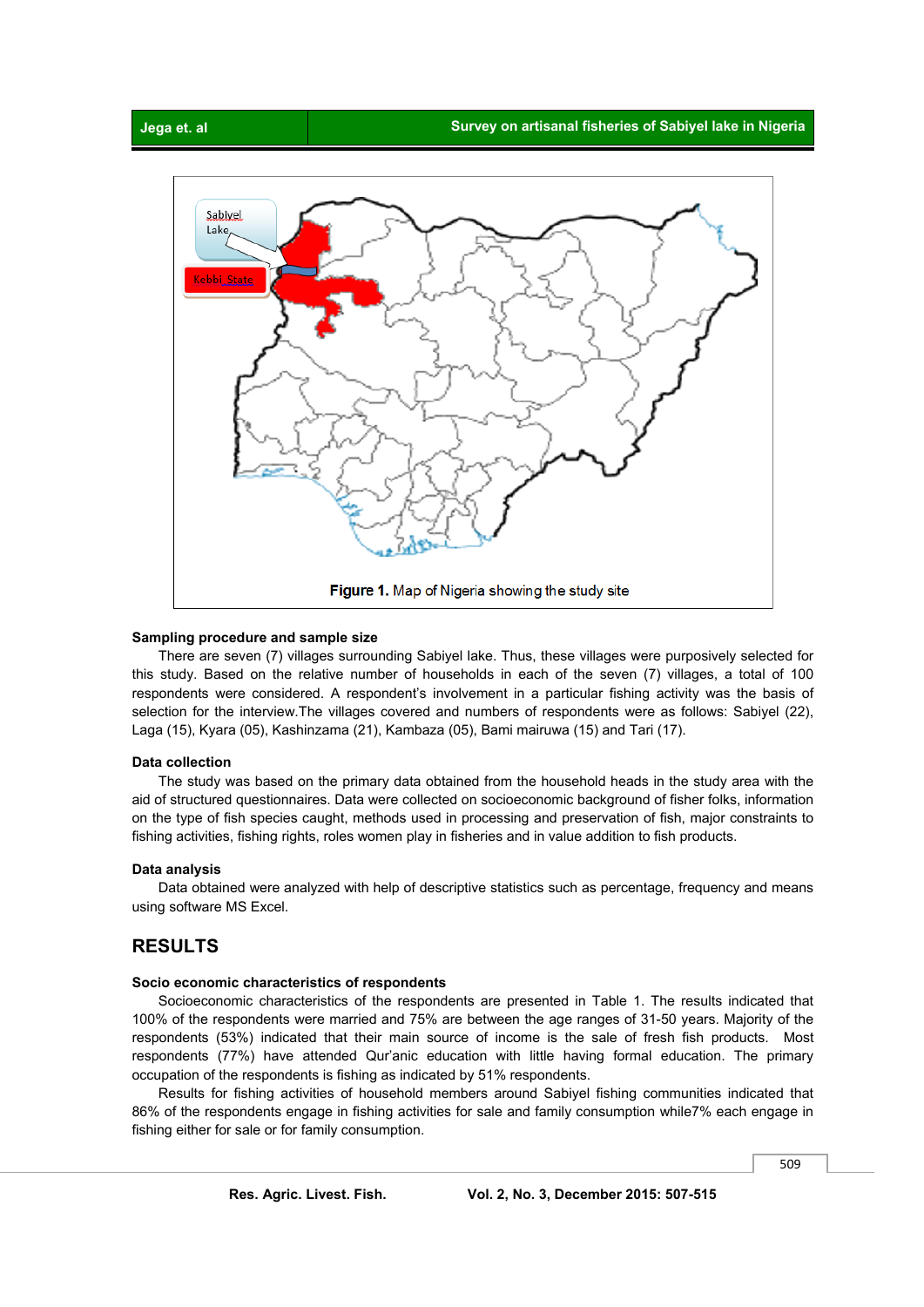Figure 1. Map of Nigeria showing the study site

### Sampling procedure and sample size

There are seven (7) villages surrounding Sabiyel lake. Thus, these villages were purposively selected for this study. Based on the relative number of households in each of the seven (7) villages, a total of 100 respondents were considered. A respondent's involvement in a particular fishing activity was the basis of selection for the interview.The villages covered and numbers of respondents were as follows: Sabiyel (22), Laga (15), Kyara (05), Kashinzama (21), Kambaza (05), Bami mairuwa (15) and Tari (17).

### Data collection

The study was based on the primary data obtained from the household heads in the study area with the aid of structured questionnaires. Data were collected on socioeconomic background of fisher folks, information on the type of fish species caught, methods used in processing and preservation of fish, major constraints to fishing activities, fishing rights, roles women play in fisheries and in value addition to fish products.

### Data analysis

Data obtained were analyzed with help of descriptive statistics such as percentage, frequency and means using software MS Excel.

## RESULTS

### Socio economic characteristics of respondents

Socioeconomic characteristics of the respondents are presented in Table 1. The results indicated that 100% of the respondents were married and 75% are between the age ranges of 31-50 years. Majority of the respondents (53%) indicated that their main source of income is the sale of fresh fish products. Most respondents (77%) have attended Qur'anic education with little having formal education. The primary occupation of the respondents is fishing as indicated by 51% respondents.

Results for fishing activities of household members around Sabiyel fishing communities indicated that 86% of the respondents engage in fishing activities for sale and family consumption while7% each engage in fishing either for sale or for family consumption.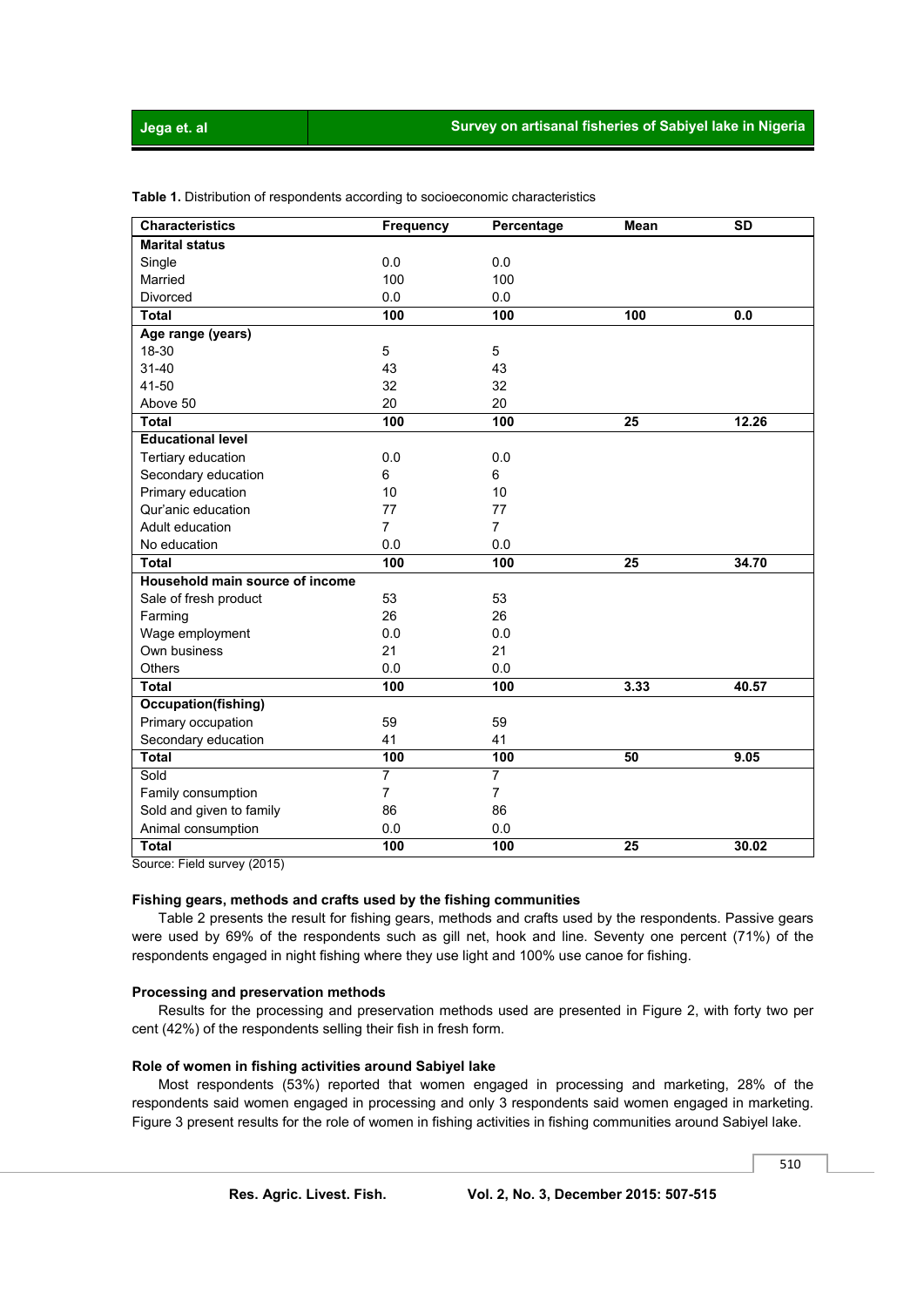**Table 1.** Distribution of respondents according to socioeconomic characteristics

| Characteristics | Frequency | Percentage | Mean | SD |
|---|---|---|---|---|
| **Marital status** | | | | |
| Single | 0.0 | 0.0 | | |
| Married | 100 | 100 | | |
| Divorced | 0.0 | 0.0 | | |
| **Total** | **100** | **100** | **100** | **0.0** |
| **Age range (years)** | | | | |
| 18-30 | 5 | 5 | | |
| 31-40 | 43 | 43 | | |
| 41-50 | 32 | 32 | | |
| Above 50 | 20 | 20 | | |
| **Total** | **100** | **100** | **25** | **12.26** |
| **Educational level** | | | | |
| Tertiary education | 0.0 | 0.0 | | |
| Secondary education | 6 | 6 | | |
| Primary education | 10 | 10 | | |
| Qur'anic education | 77 | 77 | | |
| Adult education | 7 | 7 | | |
| No education | 0.0 | 0.0 | | |
| **Total** | **100** | **100** | **25** | **34.70** |
| **Household main source of income** | | | | |
| Sale of fresh product | 53 | 53 | | |
| Farming | 26 | 26 | | |
| Wage employment | 0.0 | 0.0 | | |
| Own business | 21 | 21 | | |
| Others | 0.0 | 0.0 | | |
| **Total** | **100** | **100** | **3.33** | **40.57** |
| **Occupation(fishing)** | | | | |
| Primary occupation | 59 | 59 | | |
| Secondary education | 41 | 41 | | |
| **Total** | **100** | **100** | **50** | **9.05** |
| Sold | 7 | 7 | | |
| Family consumption | 7 | 7 | | |
| Sold and given to family | 86 | 86 | | |
| Animal consumption | 0.0 | 0.0 | | |
| **Total** | **100** | **100** | **25** | **30.02** |

Source: Field survey (2015)

### Fishing gears, methods and crafts used by the fishing communities

Table 2 presents the result for fishing gears, methods and crafts used by the respondents. Passive gears were used by 69% of the respondents such as gill net, hook and line. Seventy one percent (71%) of the respondents engaged in night fishing where they use light and 100% use canoe for fishing.

### Processing and preservation methods

Results for the processing and preservation methods used are presented in Figure 2, with forty two per cent (42%) of the respondents selling their fish in fresh form.

### Role of women in fishing activities around Sabiyel lake

Most respondents (53%) reported that women engaged in processing and marketing, 28% of the respondents said women engaged in processing and only 3 respondents said women engaged in marketing. Figure 3 present results for the role of women in fishing activities in fishing communities around Sabiyel lake.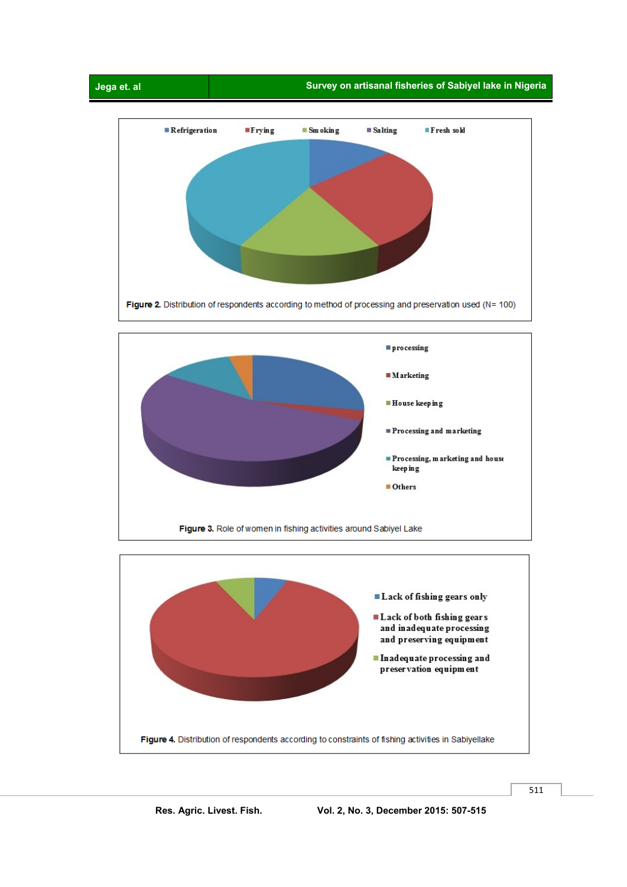Refrigeration, Frying, Smoking, Salting, Fresh sold

**Figure 2.** Distribution of respondents according to method of processing and preservation used (N= 100)

processing, Marketing, House keeping, Processing and marketing, Processing, marketing and house keeping, Others

**Figure 3.** Role of women in fishing activities around Sabiyel Lake

Lack of fishing gears only, Lack of both fishing gears and inadequate processing and preserving equipment, Inadequate processing and preservation equipment

**Figure 4.** Distribution of respondents according to constraints of fishing activities in Sabiyellake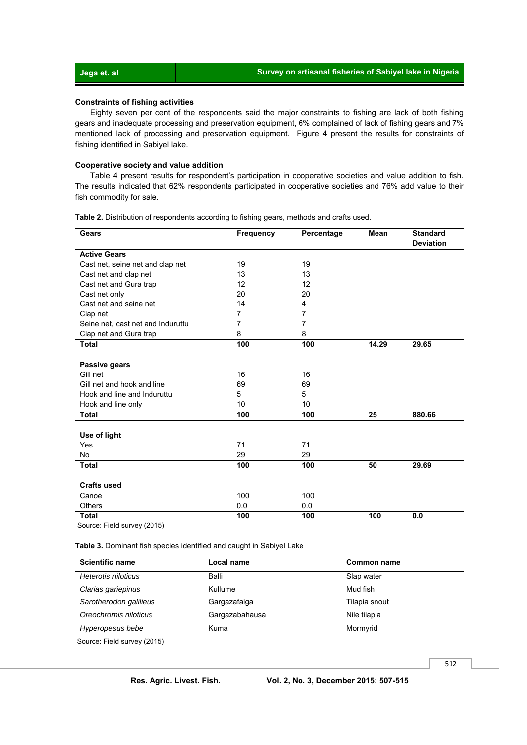### Constraints of fishing activities

Eighty seven per cent of the respondents said the major constraints to fishing are lack of both fishing gears and inadequate processing and preservation equipment, 6% complained of lack of fishing gears and 7% mentioned lack of processing and preservation equipment. Figure 4 present the results for constraints of fishing identified in Sabiyel lake.

### Cooperative society and value addition

Table 4 present results for respondent's participation in cooperative societies and value addition to fish. The results indicated that 62% respondents participated in cooperative societies and 76% add value to their fish commodity for sale.

**Table 2.** Distribution of respondents according to fishing gears, methods and crafts used.

| Gears | Frequency | Percentage | Mean | Standard Deviation |
|---|---|---|---|---|
| **Active Gears** | | | | |
| Cast net, seine net and clap net | 19 | 19 | | |
| Cast net and clap net | 13 | 13 | | |
| Cast net and Gura trap | 12 | 12 | | |
| Cast net only | 20 | 20 | | |
| Cast net and seine net | 14 | 4 | | |
| Clap net | 7 | 7 | | |
| Seine net, cast net and Induruttu | 7 | 7 | | |
| Clap net and Gura trap | 8 | 8 | | |
| **Total** | **100** | **100** | **14.29** | **29.65** |
| **Passive gears** | | | | |
| Gill net | 16 | 16 | | |
| Gill net and hook and line | 69 | 69 | | |
| Hook and line and Induruttu | 5 | 5 | | |
| Hook and line only | 10 | 10 | | |
| **Total** | **100** | **100** | **25** | **880.66** |
| **Use of light** | | | | |
| Yes | 71 | 71 | | |
| No | 29 | 29 | | |
| **Total** | **100** | **100** | **50** | **29.69** |
| **Crafts used** | | | | |
| Canoe | 100 | 100 | | |
| Others | 0.0 | 0.0 | | |
| **Total** | **100** | **100** | **100** | **0.0** |

Source: Field survey (2015)

**Table 3.** Dominant fish species identified and caught in Sabiyel Lake

| Scientific name | Local name | Common name |
|---|---|---|
| *Heterotis niloticus* | Balli | Slap water |
| *Clarias gariepinus* | Kullume | Mud fish |
| *Sarotherodon galilieus* | Gargazafalga | Tilapia snout |
| *Oreochromis niloticus* | Gargazabahausa | Nile tilapia |
| *Hyperopesus bebe* | Kuma | Mormyrid |

Source: Field survey (2015)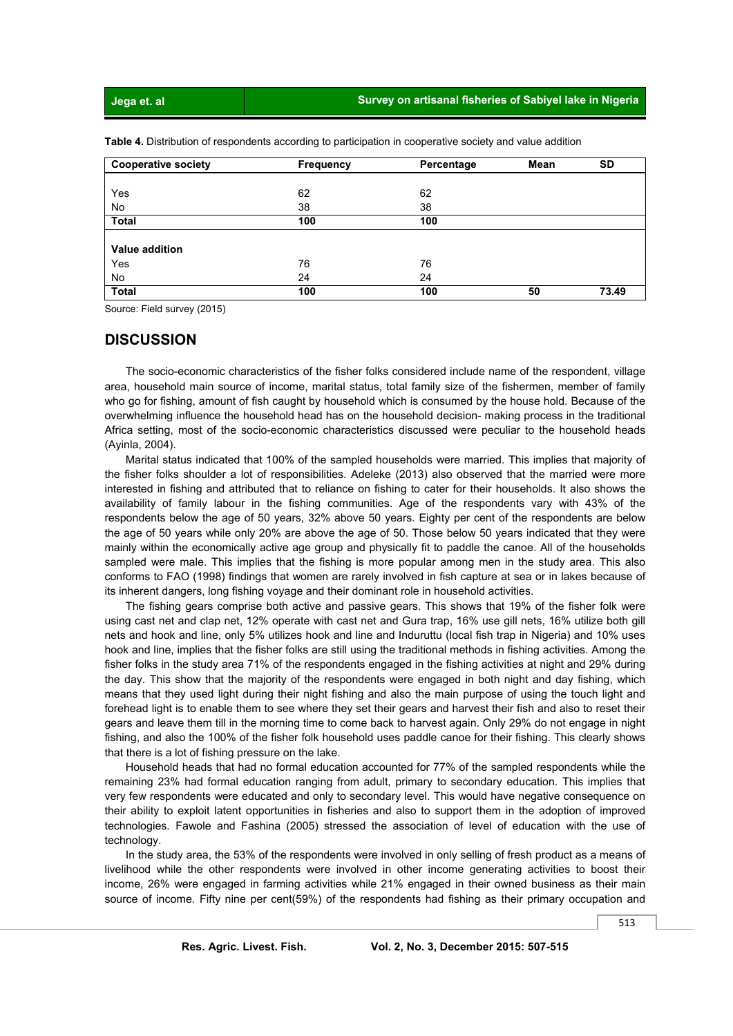**Table 4.** Distribution of respondents according to participation in cooperative society and value addition

| Cooperative society | Frequency | Percentage | Mean | SD |
|---|---|---|---|---|
| Yes | 62 | 62 | | |
| No | 38 | 38 | | |
| **Total** | **100** | **100** | | |
| **Value addition** | | | | |
| Yes | 76 | 76 | | |
| No | 24 | 24 | | |
| **Total** | **100** | **100** | **50** | **73.49** |

Source: Field survey (2015)

## DISCUSSION

The socio-economic characteristics of the fisher folks considered include name of the respondent, village area, household main source of income, marital status, total family size of the fishermen, member of family who go for fishing, amount of fish caught by household which is consumed by the house hold. Because of the overwhelming influence the household head has on the household decision- making process in the traditional Africa setting, most of the socio-economic characteristics discussed were peculiar to the household heads (Ayinla, 2004).

Marital status indicated that 100% of the sampled households were married. This implies that majority of the fisher folks shoulder a lot of responsibilities. Adeleke (2013) also observed that the married were more interested in fishing and attributed that to reliance on fishing to cater for their households. It also shows the availability of family labour in the fishing communities. Age of the respondents vary with 43% of the respondents below the age of 50 years, 32% above 50 years. Eighty per cent of the respondents are below the age of 50 years while only 20% are above the age of 50. Those below 50 years indicated that they were mainly within the economically active age group and physically fit to paddle the canoe. All of the households sampled were male. This implies that the fishing is more popular among men in the study area. This also conforms to FAO (1998) findings that women are rarely involved in fish capture at sea or in lakes because of its inherent dangers, long fishing voyage and their dominant role in household activities.

The fishing gears comprise both active and passive gears. This shows that 19% of the fisher folk were using cast net and clap net, 12% operate with cast net and Gura trap, 16% use gill nets, 16% utilize both gill nets and hook and line, only 5% utilizes hook and line and Induruttu (local fish trap in Nigeria) and 10% uses hook and line, implies that the fisher folks are still using the traditional methods in fishing activities. Among the fisher folks in the study area 71% of the respondents engaged in the fishing activities at night and 29% during the day. This show that the majority of the respondents were engaged in both night and day fishing, which means that they used light during their night fishing and also the main purpose of using the touch light and forehead light is to enable them to see where they set their gears and harvest their fish and also to reset their gears and leave them till in the morning time to come back to harvest again. Only 29% do not engage in night fishing, and also the 100% of the fisher folk household uses paddle canoe for their fishing. This clearly shows that there is a lot of fishing pressure on the lake.

Household heads that had no formal education accounted for 77% of the sampled respondents while the remaining 23% had formal education ranging from adult, primary to secondary education. This implies that very few respondents were educated and only to secondary level. This would have negative consequence on their ability to exploit latent opportunities in fisheries and also to support them in the adoption of improved technologies. Fawole and Fashina (2005) stressed the association of level of education with the use of technology.

In the study area, the 53% of the respondents were involved in only selling of fresh product as a means of livelihood while the other respondents were involved in other income generating activities to boost their income, 26% were engaged in farming activities while 21% engaged in their owned business as their main source of income. Fifty nine per cent(59%) of the respondents had fishing as their primary occupation and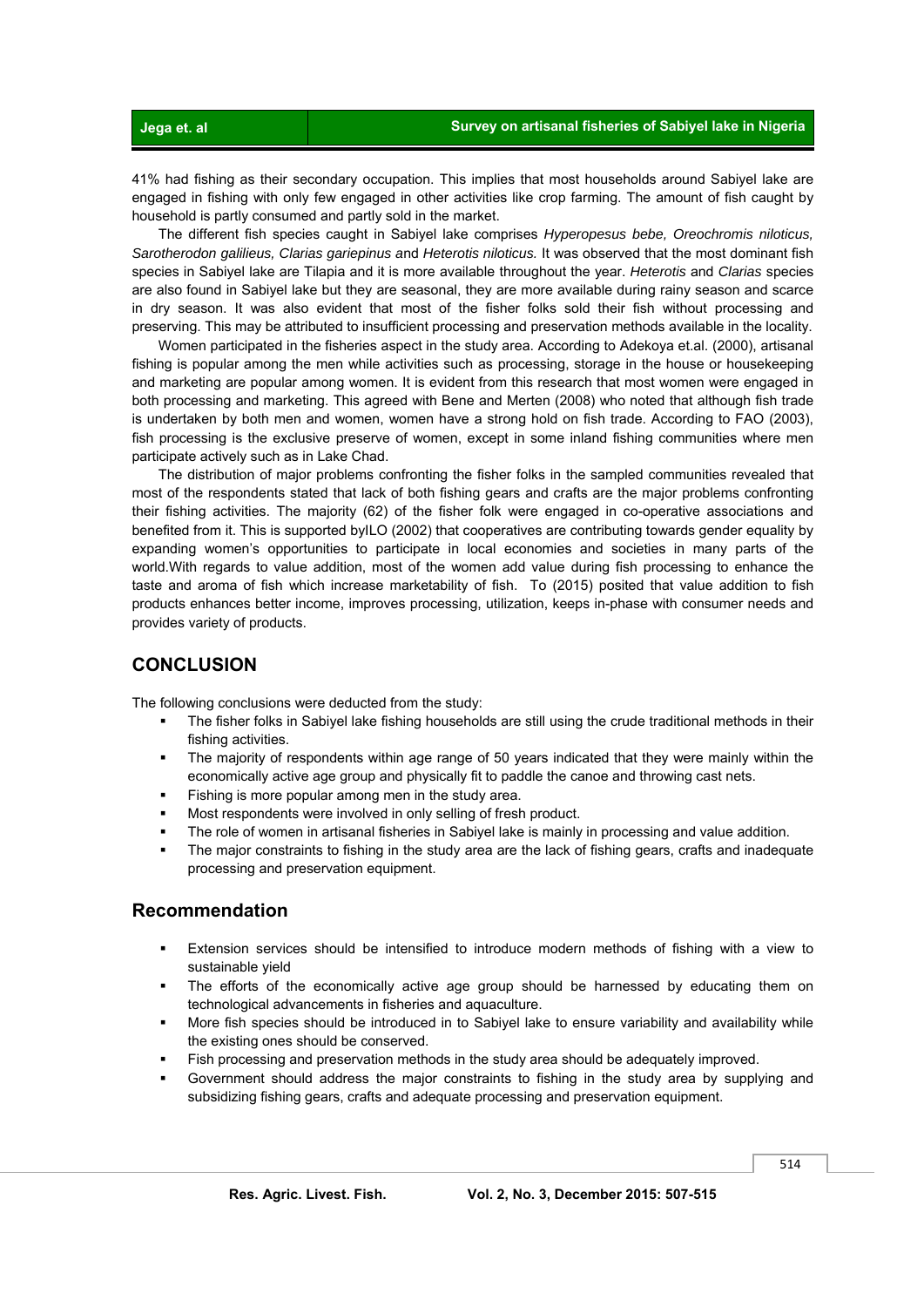41% had fishing as their secondary occupation. This implies that most households around Sabiyel lake are engaged in fishing with only few engaged in other activities like crop farming. The amount of fish caught by household is partly consumed and partly sold in the market.

The different fish species caught in Sabiyel lake comprises *Hyperopesus bebe, Oreochromis niloticus, Sarotherodon galilieus, Clarias gariepinus* and *Heterotis niloticus.* It was observed that the most dominant fish species in Sabiyel lake are Tilapia and it is more available throughout the year. *Heterotis* and *Clarias* species are also found in Sabiyel lake but they are seasonal, they are more available during rainy season and scarce in dry season. It was also evident that most of the fisher folks sold their fish without processing and preserving. This may be attributed to insufficient processing and preservation methods available in the locality.

Women participated in the fisheries aspect in the study area. According to Adekoya et.al. (2000), artisanal fishing is popular among the men while activities such as processing, storage in the house or housekeeping and marketing are popular among women. It is evident from this research that most women were engaged in both processing and marketing. This agreed with Bene and Merten (2008) who noted that although fish trade is undertaken by both men and women, women have a strong hold on fish trade. According to FAO (2003), fish processing is the exclusive preserve of women, except in some inland fishing communities where men participate actively such as in Lake Chad.

The distribution of major problems confronting the fisher folks in the sampled communities revealed that most of the respondents stated that lack of both fishing gears and crafts are the major problems confronting their fishing activities. The majority (62) of the fisher folk were engaged in co-operative associations and benefited from it. This is supported byILO (2002) that cooperatives are contributing towards gender equality by expanding women's opportunities to participate in local economies and societies in many parts of the world.With regards to value addition, most of the women add value during fish processing to enhance the taste and aroma of fish which increase marketability of fish. To (2015) posited that value addition to fish products enhances better income, improves processing, utilization, keeps in-phase with consumer needs and provides variety of products.

## CONCLUSION

The following conclusions were deducted from the study:

- The fisher folks in Sabiyel lake fishing households are still using the crude traditional methods in their fishing activities.
- The majority of respondents within age range of 50 years indicated that they were mainly within the economically active age group and physically fit to paddle the canoe and throwing cast nets.
- Fishing is more popular among men in the study area.
- Most respondents were involved in only selling of fresh product.
- The role of women in artisanal fisheries in Sabiyel lake is mainly in processing and value addition.
- The major constraints to fishing in the study area are the lack of fishing gears, crafts and inadequate processing and preservation equipment.

## Recommendation

- Extension services should be intensified to introduce modern methods of fishing with a view to sustainable yield
- The efforts of the economically active age group should be harnessed by educating them on technological advancements in fisheries and aquaculture.
- More fish species should be introduced in to Sabiyel lake to ensure variability and availability while the existing ones should be conserved.
- Fish processing and preservation methods in the study area should be adequately improved.
- Government should address the major constraints to fishing in the study area by supplying and subsidizing fishing gears, crafts and adequate processing and preservation equipment.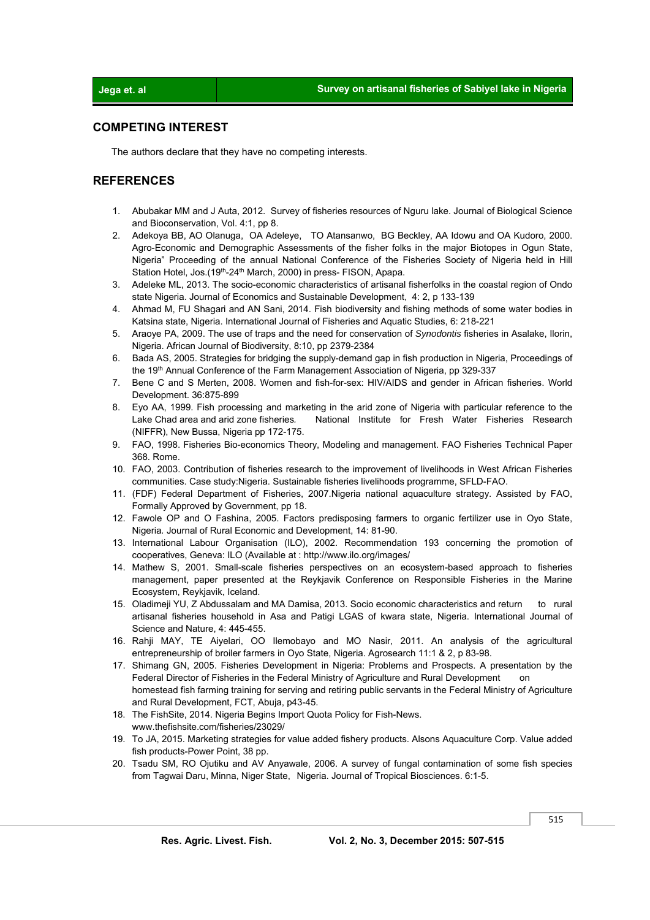## COMPETING INTEREST

The authors declare that they have no competing interests.

## REFERENCES

1. Abubakar MM and J Auta, 2012. Survey of fisheries resources of Nguru lake. Journal of Biological Science and Bioconservation, Vol. 4:1, pp 8.
2. Adekoya BB, AO Olanuga, OA Adeleye, TO Atansanwo, BG Beckley, AA Idowu and OA Kudoro, 2000. Agro-Economic and Demographic Assessments of the fisher folks in the major Biotopes in Ogun State, Nigeria" Proceeding of the annual National Conference of the Fisheries Society of Nigeria held in Hill Station Hotel, Jos.(19th-24th March, 2000) in press- FISON, Apapa.
3. Adeleke ML, 2013. The socio-economic characteristics of artisanal fisherfolks in the coastal region of Ondo state Nigeria. Journal of Economics and Sustainable Development, 4: 2, p 133-139
4. Ahmad M, FU Shagari and AN Sani, 2014. Fish biodiversity and fishing methods of some water bodies in Katsina state, Nigeria. International Journal of Fisheries and Aquatic Studies, 6: 218-221
5. Araoye PA, 2009. The use of traps and the need for conservation of *Synodontis* fisheries in Asalake, Ilorin, Nigeria. African Journal of Biodiversity, 8:10, pp 2379-2384
6. Bada AS, 2005. Strategies for bridging the supply-demand gap in fish production in Nigeria, Proceedings of the 19th Annual Conference of the Farm Management Association of Nigeria, pp 329-337
7. Bene C and S Merten, 2008. Women and fish-for-sex: HIV/AIDS and gender in African fisheries. World Development. 36:875-899
8. Eyo AA, 1999. Fish processing and marketing in the arid zone of Nigeria with particular reference to the Lake Chad area and arid zone fisheries. National Institute for Fresh Water Fisheries Research (NIFFR), New Bussa, Nigeria pp 172-175.
9. FAO, 1998. Fisheries Bio-economics Theory, Modeling and management. FAO Fisheries Technical Paper 368. Rome.
10. FAO, 2003. Contribution of fisheries research to the improvement of livelihoods in West African Fisheries communities. Case study:Nigeria. Sustainable fisheries livelihoods programme, SFLD-FAO.
11. (FDF) Federal Department of Fisheries, 2007.Nigeria national aquaculture strategy. Assisted by FAO, Formally Approved by Government, pp 18.
12. Fawole OP and O Fashina, 2005. Factors predisposing farmers to organic fertilizer use in Oyo State, Nigeria. Journal of Rural Economic and Development, 14: 81-90.
13. International Labour Organisation (ILO), 2002. Recommendation 193 concerning the promotion of cooperatives, Geneva: ILO (Available at : http://www.ilo.org/images/
14. Mathew S, 2001. Small-scale fisheries perspectives on an ecosystem-based approach to fisheries management, paper presented at the Reykjavik Conference on Responsible Fisheries in the Marine Ecosystem, Reykjavik, Iceland.
15. Oladimeji YU, Z Abdussalam and MA Damisa, 2013. Socio economic characteristics and return to rural artisanal fisheries household in Asa and Patigi LGAS of kwara state, Nigeria. International Journal of Science and Nature, 4: 445-455.
16. Rahji MAY, TE Aiyelari, OO Ilemobayo and MO Nasir, 2011. An analysis of the agricultural entrepreneurship of broiler farmers in Oyo State, Nigeria. Agrosearch 11:1 & 2, p 83-98.
17. Shimang GN, 2005. Fisheries Development in Nigeria: Problems and Prospects. A presentation by the Federal Director of Fisheries in the Federal Ministry of Agriculture and Rural Development on homestead fish farming training for serving and retiring public servants in the Federal Ministry of Agriculture and Rural Development, FCT, Abuja, p43-45.
18. The FishSite, 2014. Nigeria Begins Import Quota Policy for Fish-News. www.thefishsite.com/fisheries/23029/
19. To JA, 2015. Marketing strategies for value added fishery products. Alsons Aquaculture Corp. Value added fish products-Power Point, 38 pp.
20. Tsadu SM, RO Ojutiku and AV Anyawale, 2006. A survey of fungal contamination of some fish species from Tagwai Daru, Minna, Niger State, Nigeria. Journal of Tropical Biosciences. 6:1-5.